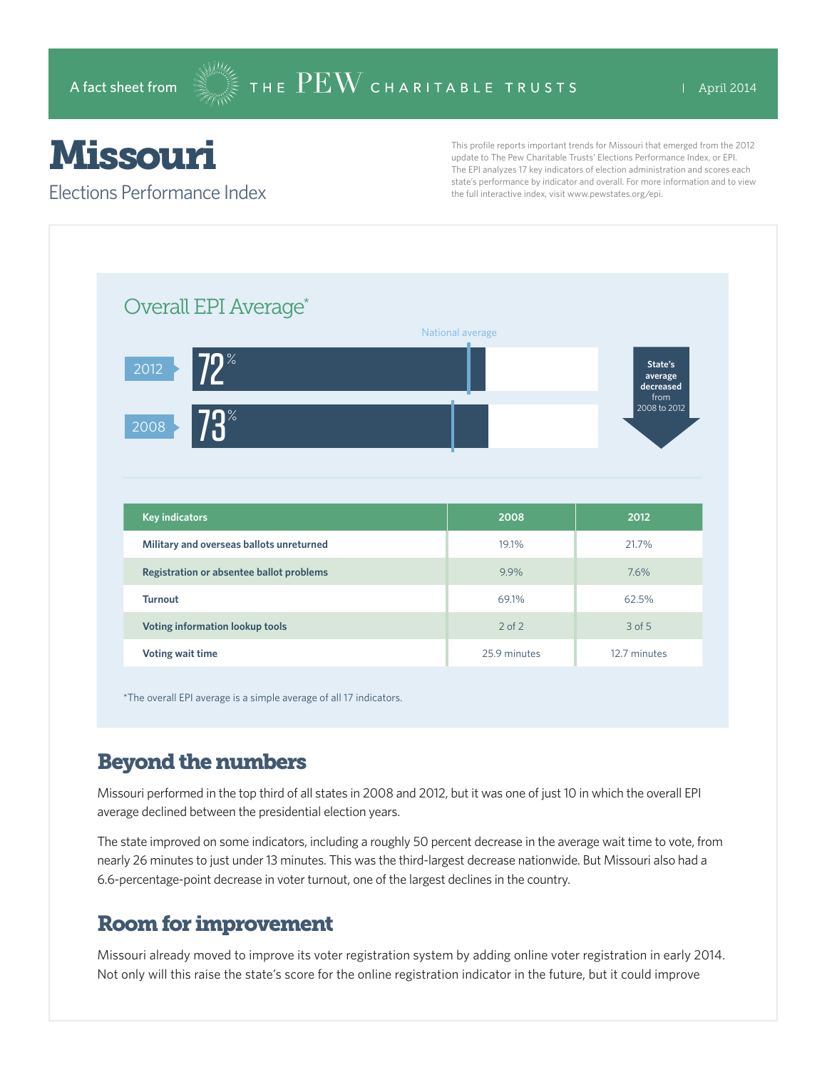A fact sheet from THE PEW CHARITABLE TRUSTS | April 2014

# Missouri

## Elections Performance Index

This profile reports important trends for Missouri that emerged from the 2012 update to The Pew Charitable Trusts' Elections Performance Index, or EPI. The EPI analyzes 17 key indicators of election administration and scores each state's performance by indicator and overall. For more information and to view the full interactive index, visit www.pewstates.org/epi.

### Overall EPI Average*

National average

2012: 72%

2008: 73%

State's average decreased from 2008 to 2012

| Key indicators | 2008 | 2012 |
|---|---|---|
| Military and overseas ballots unreturned | 19.1% | 21.7% |
| Registration or absentee ballot problems | 9.9% | 7.6% |
| Turnout | 69.1% | 62.5% |
| Voting information lookup tools | 2 of 2 | 3 of 5 |
| Voting wait time | 25.9 minutes | 12.7 minutes |

*The overall EPI average is a simple average of all 17 indicators.

## Beyond the numbers

Missouri performed in the top third of all states in 2008 and 2012, but it was one of just 10 in which the overall EPI average declined between the presidential election years.

The state improved on some indicators, including a roughly 50 percent decrease in the average wait time to vote, from nearly 26 minutes to just under 13 minutes. This was the third-largest decrease nationwide. But Missouri also had a 6.6-percentage-point decrease in voter turnout, one of the largest declines in the country.

## Room for improvement

Missouri already moved to improve its voter registration system by adding online voter registration in early 2014. Not only will this raise the state's score for the online registration indicator in the future, but it could improve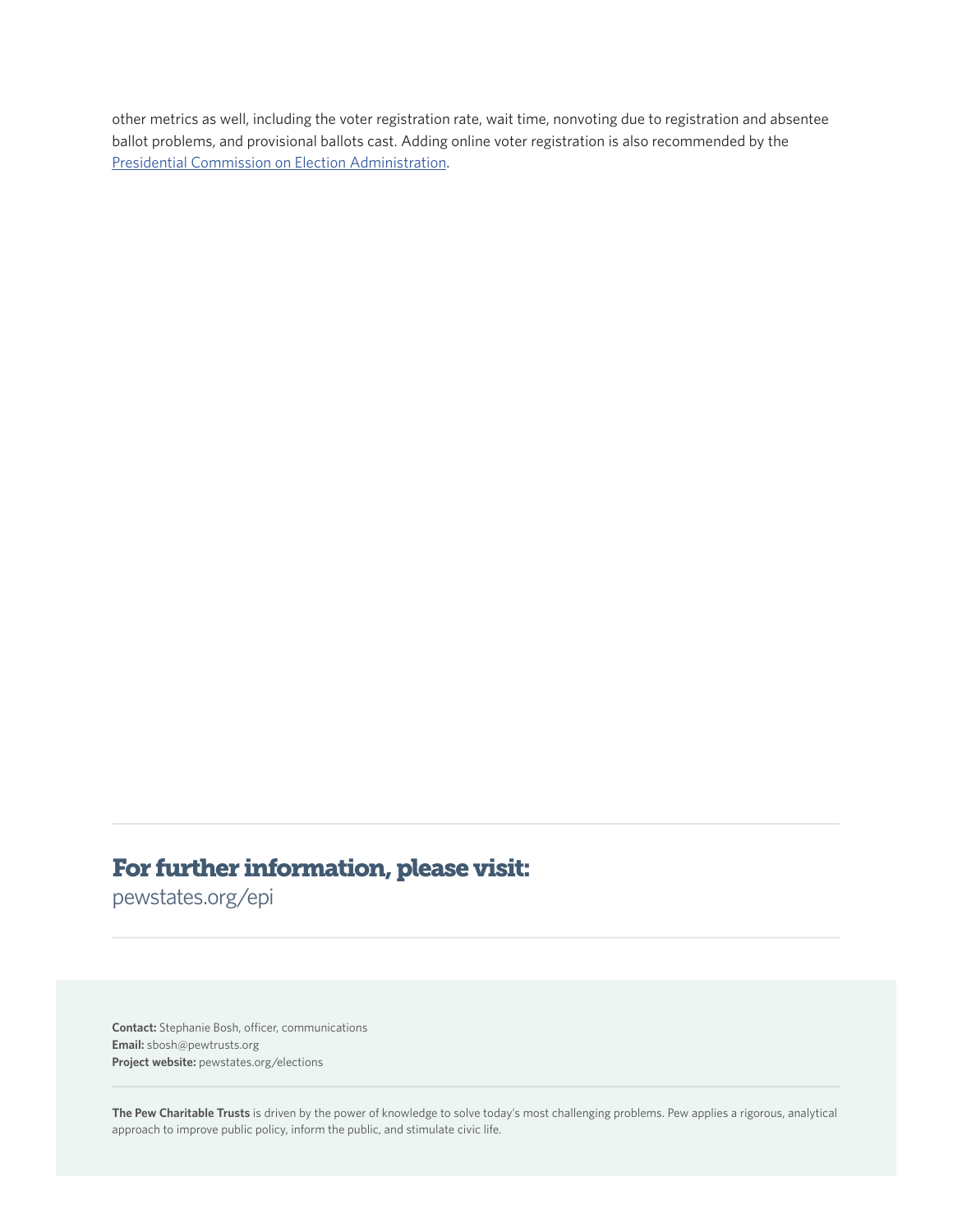other metrics as well, including the voter registration rate, wait time, nonvoting due to registration and absentee ballot problems, and provisional ballots cast. Adding online voter registration is also recommended by the Presidential Commission on Election Administration.

## For further information, please visit:

pewstates.org/epi

**Contact:** Stephanie Bosh, officer, communications
**Email:** sbosh@pewtrusts.org
**Project website:** pewstates.org/elections

**The Pew Charitable Trusts** is driven by the power of knowledge to solve today's most challenging problems. Pew applies a rigorous, analytical approach to improve public policy, inform the public, and stimulate civic life.